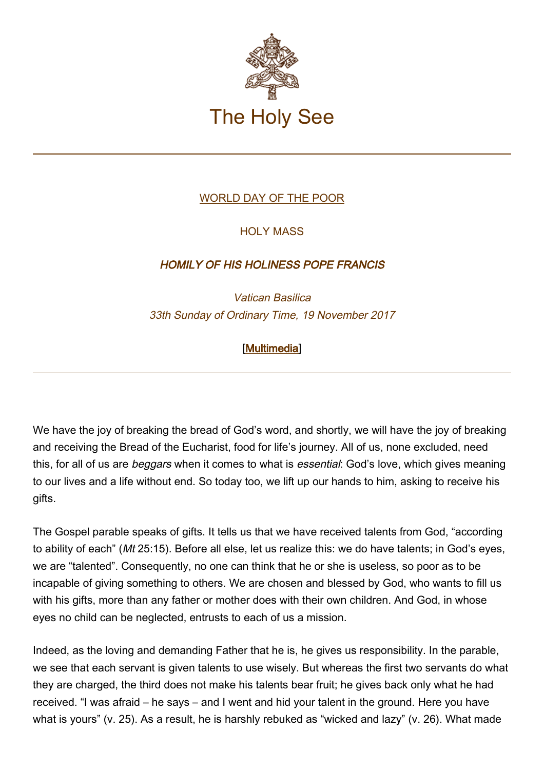# The Holy See

WORLD DAY OF THE POOR

HOLY MASS

***HOMILY OF HIS HOLINESS POPE FRANCIS***

*Vatican Basilica*
*33th Sunday of Ordinary Time, 19 November 2017*

[Multimedia]

---

We have the joy of breaking the bread of God's word, and shortly, we will have the joy of breaking and receiving the Bread of the Eucharist, food for life's journey. All of us, none excluded, need this, for all of us are *beggars* when it comes to what is *essential*: God's love, which gives meaning to our lives and a life without end. So today too, we lift up our hands to him, asking to receive his gifts.

The Gospel parable speaks of gifts. It tells us that we have received talents from God, "according to ability of each" (*Mt* 25:15). Before all else, let us realize this: we do have talents; in God's eyes, we are "talented". Consequently, no one can think that he or she is useless, so poor as to be incapable of giving something to others. We are chosen and blessed by God, who wants to fill us with his gifts, more than any father or mother does with their own children. And God, in whose eyes no child can be neglected, entrusts to each of us a mission.

Indeed, as the loving and demanding Father that he is, he gives us responsibility. In the parable, we see that each servant is given talents to use wisely. But whereas the first two servants do what they are charged, the third does not make his talents bear fruit; he gives back only what he had received. "I was afraid – he says – and I went and hid your talent in the ground. Here you have what is yours" (v. 25). As a result, he is harshly rebuked as "wicked and lazy" (v. 26). What made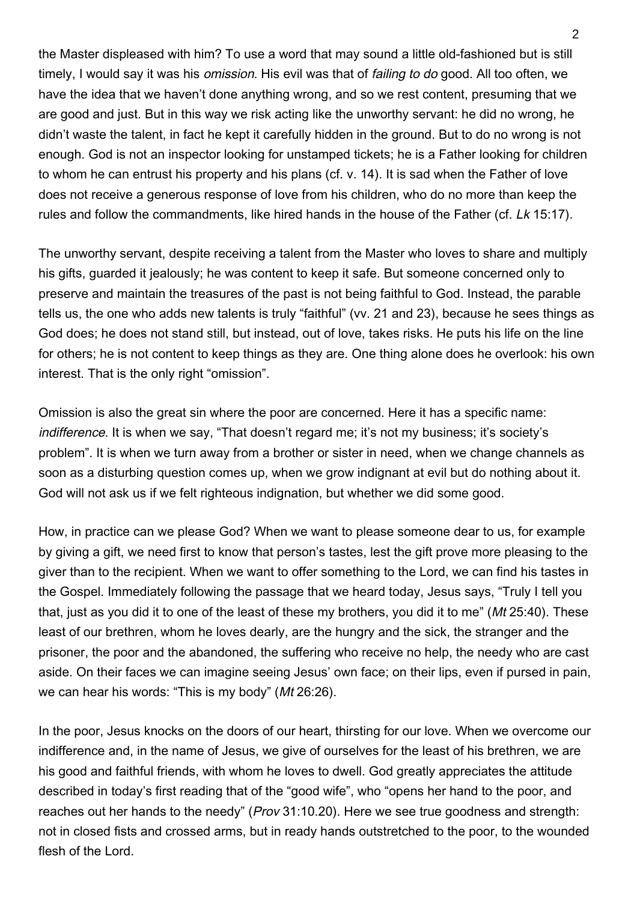the Master displeased with him? To use a word that may sound a little old-fashioned but is still timely, I would say it was his *omission*. His evil was that of *failing to do* good. All too often, we have the idea that we haven't done anything wrong, and so we rest content, presuming that we are good and just. But in this way we risk acting like the unworthy servant: he did no wrong, he didn't waste the talent, in fact he kept it carefully hidden in the ground. But to do no wrong is not enough. God is not an inspector looking for unstamped tickets; he is a Father looking for children to whom he can entrust his property and his plans (cf. v. 14). It is sad when the Father of love does not receive a generous response of love from his children, who do no more than keep the rules and follow the commandments, like hired hands in the house of the Father (cf. *Lk* 15:17).

The unworthy servant, despite receiving a talent from the Master who loves to share and multiply his gifts, guarded it jealously; he was content to keep it safe. But someone concerned only to preserve and maintain the treasures of the past is not being faithful to God. Instead, the parable tells us, the one who adds new talents is truly "faithful" (vv. 21 and 23), because he sees things as God does; he does not stand still, but instead, out of love, takes risks. He puts his life on the line for others; he is not content to keep things as they are. One thing alone does he overlook: his own interest. That is the only right "omission".

Omission is also the great sin where the poor are concerned. Here it has a specific name: *indifference*. It is when we say, "That doesn't regard me; it's not my business; it's society's problem". It is when we turn away from a brother or sister in need, when we change channels as soon as a disturbing question comes up, when we grow indignant at evil but do nothing about it. God will not ask us if we felt righteous indignation, but whether we did some good.

How, in practice can we please God? When we want to please someone dear to us, for example by giving a gift, we need first to know that person's tastes, lest the gift prove more pleasing to the giver than to the recipient. When we want to offer something to the Lord, we can find his tastes in the Gospel. Immediately following the passage that we heard today, Jesus says, "Truly I tell you that, just as you did it to one of the least of these my brothers, you did it to me" (*Mt* 25:40). These least of our brethren, whom he loves dearly, are the hungry and the sick, the stranger and the prisoner, the poor and the abandoned, the suffering who receive no help, the needy who are cast aside. On their faces we can imagine seeing Jesus' own face; on their lips, even if pursed in pain, we can hear his words: "This is my body" (*Mt* 26:26).

In the poor, Jesus knocks on the doors of our heart, thirsting for our love. When we overcome our indifference and, in the name of Jesus, we give of ourselves for the least of his brethren, we are his good and faithful friends, with whom he loves to dwell. God greatly appreciates the attitude described in today's first reading that of the "good wife", who "opens her hand to the poor, and reaches out her hands to the needy" (*Prov* 31:10.20). Here we see true goodness and strength: not in closed fists and crossed arms, but in ready hands outstretched to the poor, to the wounded flesh of the Lord.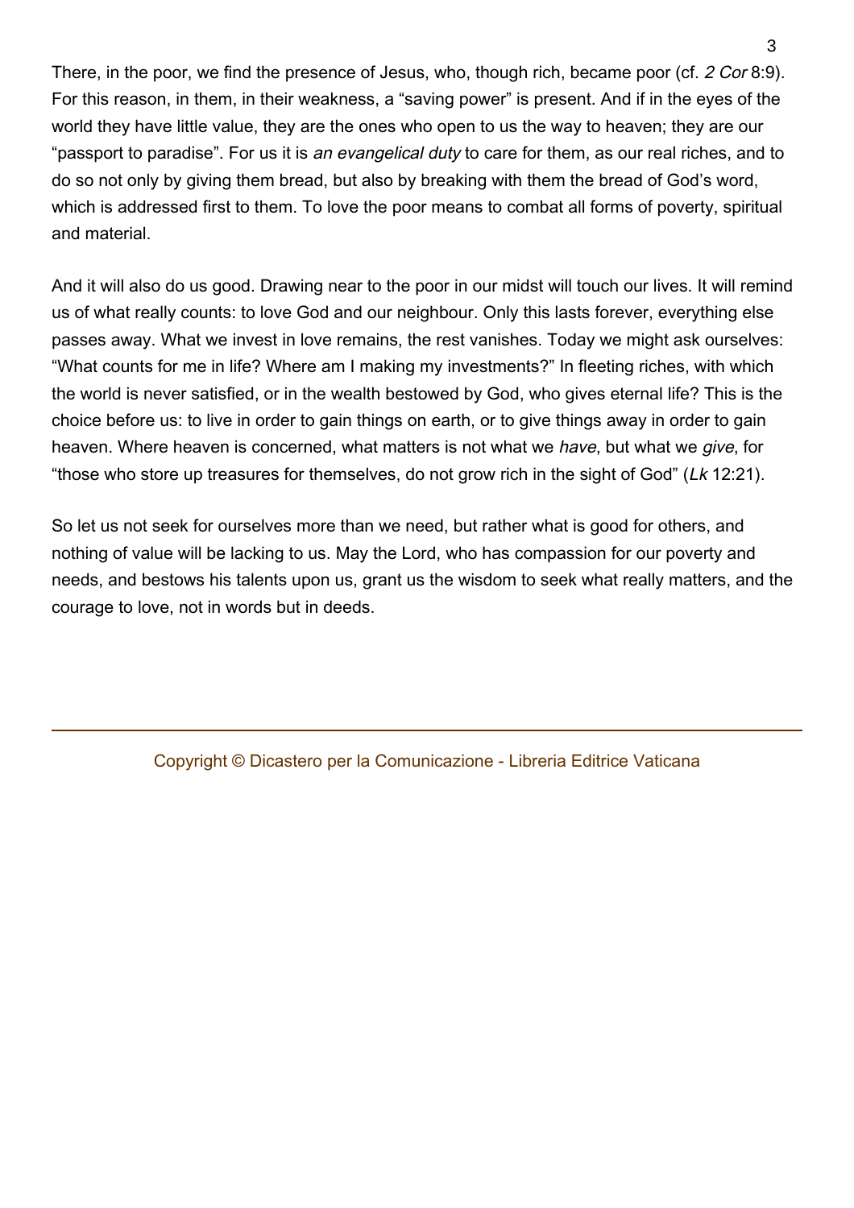There, in the poor, we find the presence of Jesus, who, though rich, became poor (cf. *2 Cor* 8:9). For this reason, in them, in their weakness, a "saving power" is present. And if in the eyes of the world they have little value, they are the ones who open to us the way to heaven; they are our "passport to paradise". For us it is *an evangelical duty* to care for them, as our real riches, and to do so not only by giving them bread, but also by breaking with them the bread of God's word, which is addressed first to them. To love the poor means to combat all forms of poverty, spiritual and material.

And it will also do us good. Drawing near to the poor in our midst will touch our lives. It will remind us of what really counts: to love God and our neighbour. Only this lasts forever, everything else passes away. What we invest in love remains, the rest vanishes. Today we might ask ourselves: "What counts for me in life? Where am I making my investments?" In fleeting riches, with which the world is never satisfied, or in the wealth bestowed by God, who gives eternal life? This is the choice before us: to live in order to gain things on earth, or to give things away in order to gain heaven. Where heaven is concerned, what matters is not what we *have*, but what we *give*, for "those who store up treasures for themselves, do not grow rich in the sight of God" (*Lk* 12:21).

So let us not seek for ourselves more than we need, but rather what is good for others, and nothing of value will be lacking to us. May the Lord, who has compassion for our poverty and needs, and bestows his talents upon us, grant us the wisdom to seek what really matters, and the courage to love, not in words but in deeds.

---

Copyright © Dicastero per la Comunicazione - Libreria Editrice Vaticana